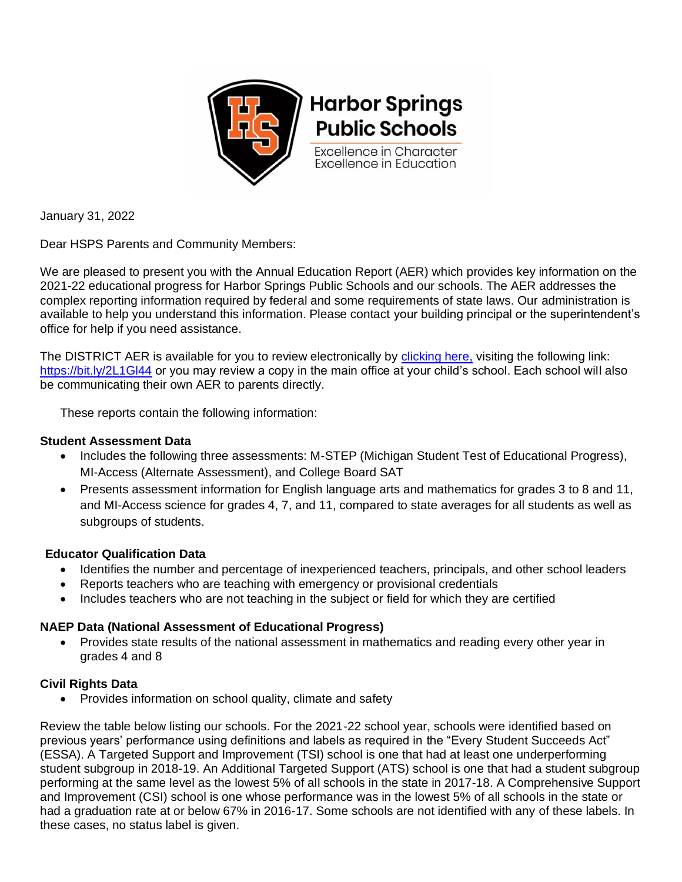**Harbor Springs Public Schools**

Excellence in Character
Excellence in Education

January 31, 2022

Dear HSPS Parents and Community Members:

We are pleased to present you with the Annual Education Report (AER) which provides key information on the 2021-22 educational progress for Harbor Springs Public Schools and our schools. The AER addresses the complex reporting information required by federal and some requirements of state laws. Our administration is available to help you understand this information. Please contact your building principal or the superintendent's office for help if you need assistance.

The DISTRICT AER is available for you to review electronically by clicking here, visiting the following link: https://bit.ly/2L1Gl44 or you may review a copy in the main office at your child's school. Each school will also be communicating their own AER to parents directly.

These reports contain the following information:

**Student Assessment Data**

- Includes the following three assessments: M-STEP (Michigan Student Test of Educational Progress), MI-Access (Alternate Assessment), and College Board SAT
- Presents assessment information for English language arts and mathematics for grades 3 to 8 and 11, and MI-Access science for grades 4, 7, and 11, compared to state averages for all students as well as subgroups of students.

**Educator Qualification Data**

- Identifies the number and percentage of inexperienced teachers, principals, and other school leaders
- Reports teachers who are teaching with emergency or provisional credentials
- Includes teachers who are not teaching in the subject or field for which they are certified

**NAEP Data (National Assessment of Educational Progress)**

- Provides state results of the national assessment in mathematics and reading every other year in grades 4 and 8

**Civil Rights Data**

- Provides information on school quality, climate and safety

Review the table below listing our schools. For the 2021-22 school year, schools were identified based on previous years' performance using definitions and labels as required in the "Every Student Succeeds Act" (ESSA). A Targeted Support and Improvement (TSI) school is one that had at least one underperforming student subgroup in 2018-19. An Additional Targeted Support (ATS) school is one that had a student subgroup performing at the same level as the lowest 5% of all schools in the state in 2017-18. A Comprehensive Support and Improvement (CSI) school is one whose performance was in the lowest 5% of all schools in the state or had a graduation rate at or below 67% in 2016-17. Some schools are not identified with any of these labels. In these cases, no status label is given.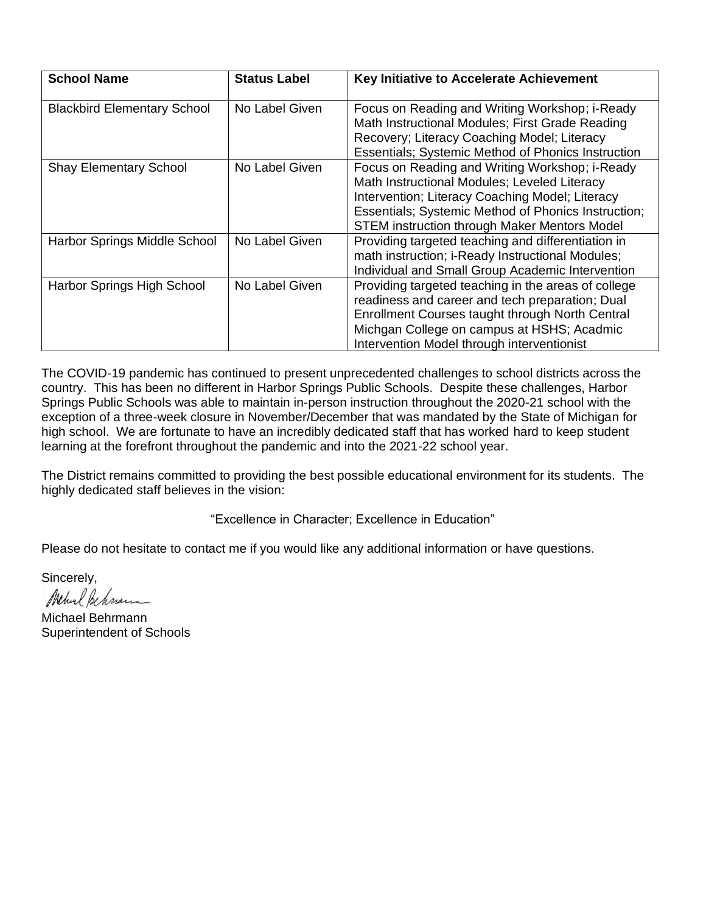| School Name | Status Label | Key Initiative to Accelerate Achievement |
|---|---|---|
| Blackbird Elementary School | No Label Given | Focus on Reading and Writing Workshop; i-Ready Math Instructional Modules; First Grade Reading Recovery; Literacy Coaching Model; Literacy Essentials; Systemic Method of Phonics Instruction |
| Shay Elementary School | No Label Given | Focus on Reading and Writing Workshop; i-Ready Math Instructional Modules; Leveled Literacy Intervention; Literacy Coaching Model; Literacy Essentials; Systemic Method of Phonics Instruction; STEM instruction through Maker Mentors Model |
| Harbor Springs Middle School | No Label Given | Providing targeted teaching and differentiation in math instruction; i-Ready Instructional Modules; Individual and Small Group Academic Intervention |
| Harbor Springs High School | No Label Given | Providing targeted teaching in the areas of college readiness and career and tech preparation; Dual Enrollment Courses taught through North Central Michgan College on campus at HSHS; Acadmic Intervention Model through interventionist |

The COVID-19 pandemic has continued to present unprecedented challenges to school districts across the country. This has been no different in Harbor Springs Public Schools. Despite these challenges, Harbor Springs Public Schools was able to maintain in-person instruction throughout the 2020-21 school with the exception of a three-week closure in November/December that was mandated by the State of Michigan for high school. We are fortunate to have an incredibly dedicated staff that has worked hard to keep student learning at the forefront throughout the pandemic and into the 2021-22 school year.

The District remains committed to providing the best possible educational environment for its students. The highly dedicated staff believes in the vision:

"Excellence in Character; Excellence in Education"

Please do not hesitate to contact me if you would like any additional information or have questions.

Sincerely,

Michael Behrmann
Superintendent of Schools